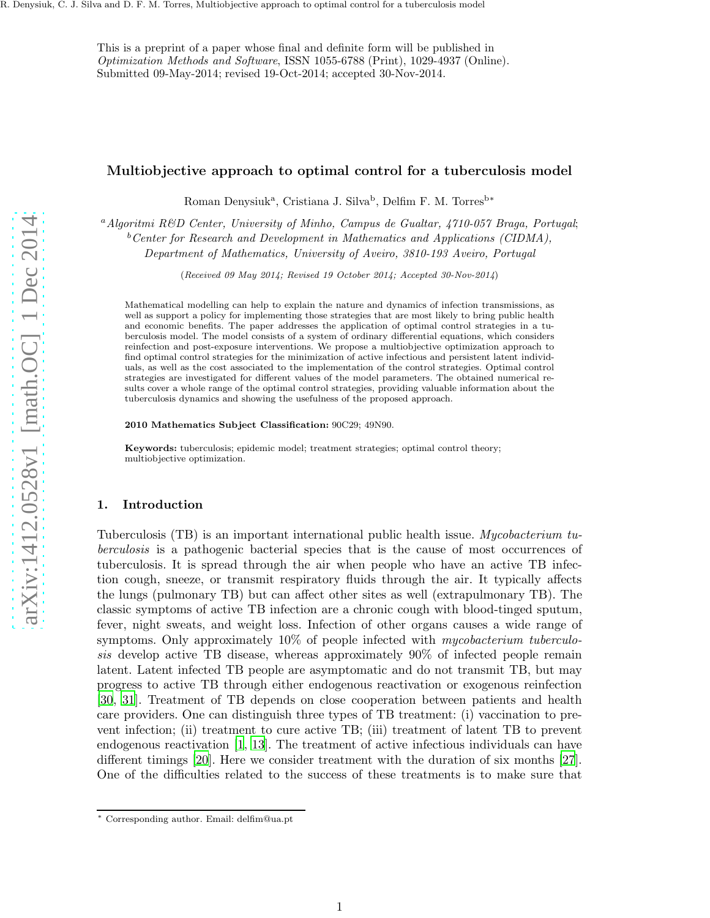This is a preprint of a paper whose final and definite form will be published in *Optimization Methods and Software*, ISSN 1055-6788 (Print), 1029-4937 (Online). Submitted 09-May-2014; revised 19-Oct-2014; accepted 30-Nov-2014.

# Multiobjective approach to optimal control for a tuberculosis model

Roman Denysiuk[a], Cristiana J. Silva[b], Delfim F. M. Torres[b]*

[a] *Algoritmi R&D Center, University of Minho, Campus de Gualtar, 4710-057 Braga, Portugal*;
[b] *Center for Research and Development in Mathematics and Applications (CIDMA), Department of Mathematics, University of Aveiro, 3810-193 Aveiro, Portugal*

(*Received 09 May 2014; Revised 19 October 2014; Accepted 30-Nov-2014*)

Mathematical modelling can help to explain the nature and dynamics of infection transmissions, as well as support a policy for implementing those strategies that are most likely to bring public health and economic benefits. The paper addresses the application of optimal control strategies in a tuberculosis model. The model consists of a system of ordinary differential equations, which considers reinfection and post-exposure interventions. We propose a multiobjective optimization approach to find optimal control strategies for the minimization of active infectious and persistent latent individuals, as well as the cost associated to the implementation of the control strategies. Optimal control strategies are investigated for different values of the model parameters. The obtained numerical results cover a whole range of the optimal control strategies, providing valuable information about the tuberculosis dynamics and showing the usefulness of the proposed approach.

**2010 Mathematics Subject Classification:** 90C29; 49N90.

**Keywords:** tuberculosis; epidemic model; treatment strategies; optimal control theory; multiobjective optimization.

## 1. Introduction

Tuberculosis (TB) is an important international public health issue. *Mycobacterium tuberculosis* is a pathogenic bacterial species that is the cause of most occurrences of tuberculosis. It is spread through the air when people who have an active TB infection cough, sneeze, or transmit respiratory fluids through the air. It typically affects the lungs (pulmonary TB) but can affect other sites as well (extrapulmonary TB). The classic symptoms of active TB infection are a chronic cough with blood-tinged sputum, fever, night sweats, and weight loss. Infection of other organs causes a wide range of symptoms. Only approximately 10% of people infected with *mycobacterium tuberculosis* develop active TB disease, whereas approximately 90% of infected people remain latent. Latent infected TB people are asymptomatic and do not transmit TB, but may progress to active TB through either endogenous reactivation or exogenous reinfection [30, 31]. Treatment of TB depends on close cooperation between patients and health care providers. One can distinguish three types of TB treatment: (i) vaccination to prevent infection; (ii) treatment to cure active TB; (iii) treatment of latent TB to prevent endogenous reactivation [1, 13]. The treatment of active infectious individuals can have different timings [20]. Here we consider treatment with the duration of six months [27]. One of the difficulties related to the success of these treatments is to make sure that

* Corresponding author. Email: delfim@ua.pt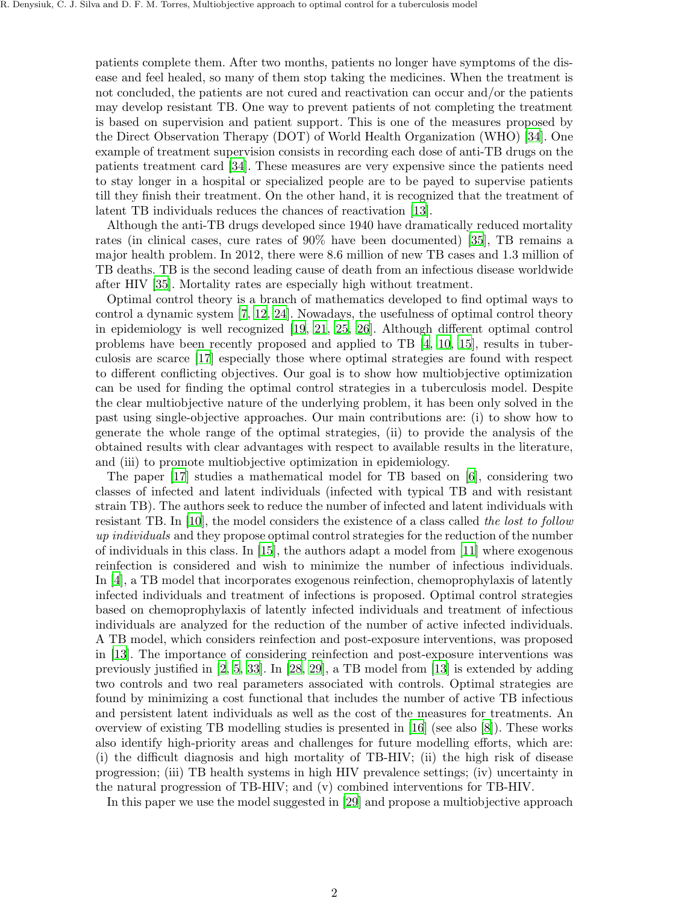patients complete them. After two months, patients no longer have symptoms of the disease and feel healed, so many of them stop taking the medicines. When the treatment is not concluded, the patients are not cured and reactivation can occur and/or the patients may develop resistant TB. One way to prevent patients of not completing the treatment is based on supervision and patient support. This is one of the measures proposed by the Direct Observation Therapy (DOT) of World Health Organization (WHO) [34]. One example of treatment supervision consists in recording each dose of anti-TB drugs on the patients treatment card [34]. These measures are very expensive since the patients need to stay longer in a hospital or specialized people are to be payed to supervise patients till they finish their treatment. On the other hand, it is recognized that the treatment of latent TB individuals reduces the chances of reactivation [13].

Although the anti-TB drugs developed since 1940 have dramatically reduced mortality rates (in clinical cases, cure rates of 90% have been documented) [35], TB remains a major health problem. In 2012, there were 8.6 million of new TB cases and 1.3 million of TB deaths. TB is the second leading cause of death from an infectious disease worldwide after HIV [35]. Mortality rates are especially high without treatment.

Optimal control theory is a branch of mathematics developed to find optimal ways to control a dynamic system [7, 12, 24]. Nowadays, the usefulness of optimal control theory in epidemiology is well recognized [19, 21, 25, 26]. Although different optimal control problems have been recently proposed and applied to TB [4, 10, 15], results in tuberculosis are scarce [17] especially those where optimal strategies are found with respect to different conflicting objectives. Our goal is to show how multiobjective optimization can be used for finding the optimal control strategies in a tuberculosis model. Despite the clear multiobjective nature of the underlying problem, it has been only solved in the past using single-objective approaches. Our main contributions are: (i) to show how to generate the whole range of the optimal strategies, (ii) to provide the analysis of the obtained results with clear advantages with respect to available results in the literature, and (iii) to promote multiobjective optimization in epidemiology.

The paper [17] studies a mathematical model for TB based on [6], considering two classes of infected and latent individuals (infected with typical TB and with resistant strain TB). The authors seek to reduce the number of infected and latent individuals with resistant TB. In [10], the model considers the existence of a class called *the lost to follow up individuals* and they propose optimal control strategies for the reduction of the number of individuals in this class. In [15], the authors adapt a model from [11] where exogenous reinfection is considered and wish to minimize the number of infectious individuals. In [4], a TB model that incorporates exogenous reinfection, chemoprophylaxis of latently infected individuals and treatment of infections is proposed. Optimal control strategies based on chemoprophylaxis of latently infected individuals and treatment of infectious individuals are analyzed for the reduction of the number of active infected individuals. A TB model, which considers reinfection and post-exposure interventions, was proposed in [13]. The importance of considering reinfection and post-exposure interventions was previously justified in [2, 5, 33]. In [28, 29], a TB model from [13] is extended by adding two controls and two real parameters associated with controls. Optimal strategies are found by minimizing a cost functional that includes the number of active TB infectious and persistent latent individuals as well as the cost of the measures for treatments. An overview of existing TB modelling studies is presented in [16] (see also [8]). These works also identify high-priority areas and challenges for future modelling efforts, which are: (i) the difficult diagnosis and high mortality of TB-HIV; (ii) the high risk of disease progression; (iii) TB health systems in high HIV prevalence settings; (iv) uncertainty in the natural progression of TB-HIV; and (v) combined interventions for TB-HIV.

In this paper we use the model suggested in [29] and propose a multiobjective approach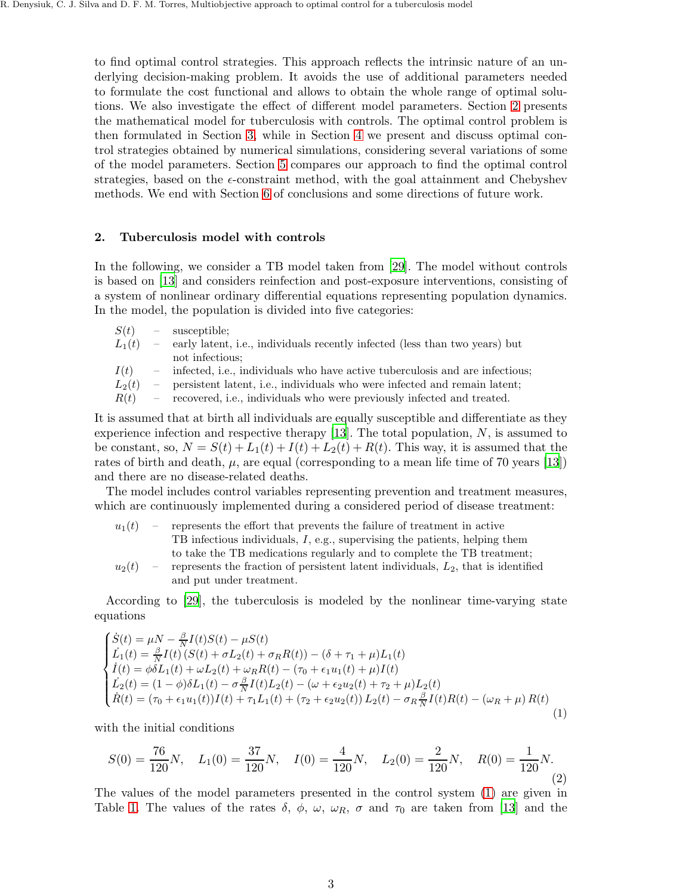to find optimal control strategies. This approach reflects the intrinsic nature of an underlying decision-making problem. It avoids the use of additional parameters needed to formulate the cost functional and allows to obtain the whole range of optimal solutions. We also investigate the effect of different model parameters. Section 2 presents the mathematical model for tuberculosis with controls. The optimal control problem is then formulated in Section 3, while in Section 4 we present and discuss optimal control strategies obtained by numerical simulations, considering several variations of some of the model parameters. Section 5 compares our approach to find the optimal control strategies, based on the $\epsilon$-constraint method, with the goal attainment and Chebyshev methods. We end with Section 6 of conclusions and some directions of future work.

## 2. Tuberculosis model with controls

In the following, we consider a TB model taken from [29]. The model without controls is based on [13] and considers reinfection and post-exposure interventions, consisting of a system of nonlinear ordinary differential equations representing population dynamics. In the model, the population is divided into five categories:

- $S(t)$ – susceptible;
- $L_1(t)$ – early latent, i.e., individuals recently infected (less than two years) but not infectious;
- $I(t)$ – infected, i.e., individuals who have active tuberculosis and are infectious;
- $L_2(t)$ – persistent latent, i.e., individuals who were infected and remain latent;
- $R(t)$ – recovered, i.e., individuals who were previously infected and treated.

It is assumed that at birth all individuals are equally susceptible and differentiate as they experience infection and respective therapy [13]. The total population, $N$, is assumed to be constant, so, $N = S(t) + L_1(t) + I(t) + L_2(t) + R(t)$. This way, it is assumed that the rates of birth and death, $\mu$, are equal (corresponding to a mean life time of 70 years [13]) and there are no disease-related deaths.

The model includes control variables representing prevention and treatment measures, which are continuously implemented during a considered period of disease treatment:

- $u_1(t)$ – represents the effort that prevents the failure of treatment in active TB infectious individuals, $I$, e.g., supervising the patients, helping them to take the TB medications regularly and to complete the TB treatment;
- $u_2(t)$ – represents the fraction of persistent latent individuals, $L_2$, that is identified and put under treatment.

According to [29], the tuberculosis is modeled by the nonlinear time-varying state equations

$$
\begin{cases}
\dot{S}(t) = \mu N - \frac{\beta}{N} I(t) S(t) - \mu S(t) \\
\dot{L_1}(t) = \frac{\beta}{N} I(t) \left(S(t) + \sigma L_2(t) + \sigma_R R(t)\right) - (\delta + \tau_1 + \mu) L_1(t) \\
\dot{I}(t) = \phi \delta L_1(t) + \omega L_2(t) + \omega_R R(t) - (\tau_0 + \epsilon_1 u_1(t) + \mu) I(t) \\
\dot{L_2}(t) = (1-\phi)\delta L_1(t) - \sigma \frac{\beta}{N} I(t) L_2(t) - (\omega + \epsilon_2 u_2(t) + \tau_2 + \mu) L_2(t) \\
\dot{R}(t) = (\tau_0 + \epsilon_1 u_1(t)) I(t) + \tau_1 L_1(t) + \left(\tau_2 + \epsilon_2 u_2(t)\right) L_2(t) - \sigma_R \frac{\beta}{N} I(t) R(t) - \left(\omega_R + \mu\right) R(t)
\end{cases}
\tag{1}
$$

with the initial conditions

$$
S(0) = \frac{76}{120} N, \quad L_1(0) = \frac{37}{120} N, \quad I(0) = \frac{4}{120} N, \quad L_2(0) = \frac{2}{120} N, \quad R(0) = \frac{1}{120} N.
\tag{2}
$$

The values of the model parameters presented in the control system (1) are given in Table 1. The values of the rates $\delta$, $\phi$, $\omega$, $\omega_R$, $\sigma$ and $\tau_0$ are taken from [13] and the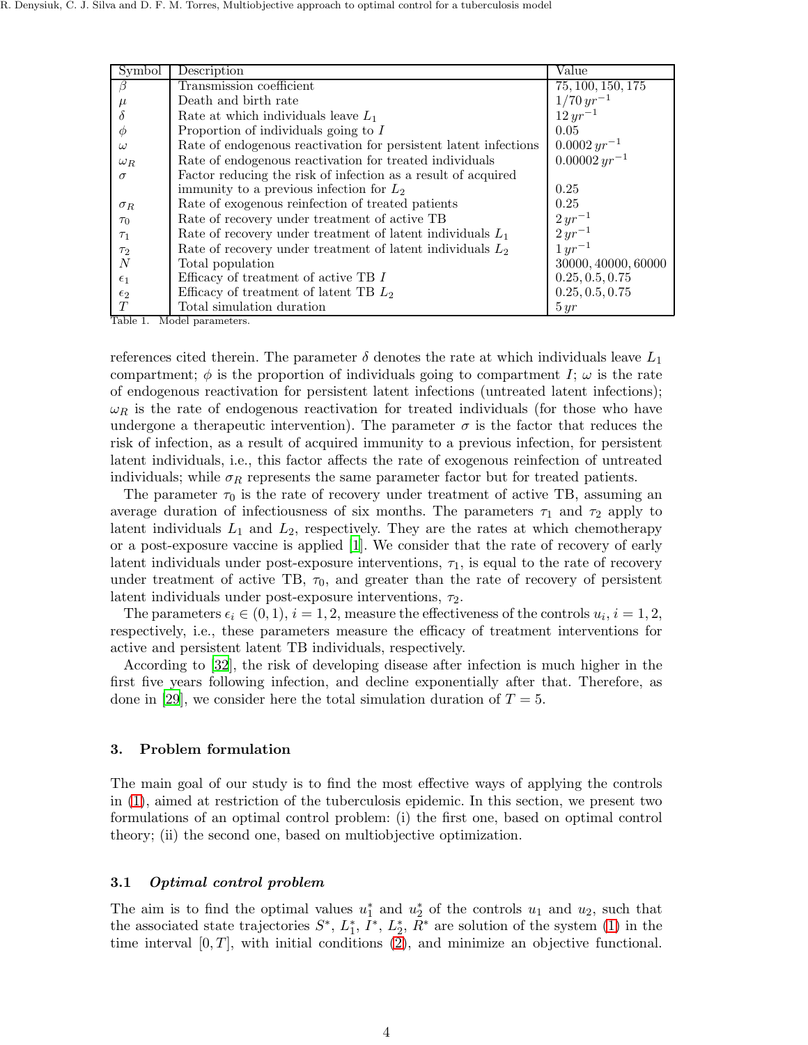| Symbol | Description | Value |
|---|---|---|
| $\beta$ | Transmission coefficient | $75, 100, 150, 175$ |
| $\mu$ | Death and birth rate | $1/70\, yr^{-1}$ |
| $\delta$ | Rate at which individuals leave $L_1$ | $12\, yr^{-1}$ |
| $\phi$ | Proportion of individuals going to $I$ | $0.05$ |
| $\omega$ | Rate of endogenous reactivation for persistent latent infections | $0.0002\, yr^{-1}$ |
| $\omega_R$ | Rate of endogenous reactivation for treated individuals | $0.00002\, yr^{-1}$ |
| $\sigma$ | Factor reducing the risk of infection as a result of acquired immunity to a previous infection for $L_2$ | $0.25$ |
| $\sigma_R$ | Rate of exogenous reinfection of treated patients | $0.25$ |
| $\tau_0$ | Rate of recovery under treatment of active TB | $2\, yr^{-1}$ |
| $\tau_1$ | Rate of recovery under treatment of latent individuals $L_1$ | $2\, yr^{-1}$ |
| $\tau_2$ | Rate of recovery under treatment of latent individuals $L_2$ | $1\, yr^{-1}$ |
| $N$ | Total population | $30000, 40000, 60000$ |
| $\epsilon_1$ | Efficacy of treatment of active TB $I$ | $0.25, 0.5, 0.75$ |
| $\epsilon_2$ | Efficacy of treatment of latent TB $L_2$ | $0.25, 0.5, 0.75$ |
| $T$ | Total simulation duration | $5\, yr$ |

Table 1. Model parameters.

references cited therein. The parameter $\delta$ denotes the rate at which individuals leave $L_1$ compartment; $\phi$ is the proportion of individuals going to compartment $I$; $\omega$ is the rate of endogenous reactivation for persistent latent infections (untreated latent infections); $\omega_R$ is the rate of endogenous reactivation for treated individuals (for those who have undergone a therapeutic intervention). The parameter $\sigma$ is the factor that reduces the risk of infection, as a result of acquired immunity to a previous infection, for persistent latent individuals, i.e., this factor affects the rate of exogenous reinfection of untreated individuals; while $\sigma_R$ represents the same parameter factor but for treated patients.

The parameter $\tau_0$ is the rate of recovery under treatment of active TB, assuming an average duration of infectiousness of six months. The parameters $\tau_1$ and $\tau_2$ apply to latent individuals $L_1$ and $L_2$, respectively. They are the rates at which chemotherapy or a post-exposure vaccine is applied [1]. We consider that the rate of recovery of early latent individuals under post-exposure interventions, $\tau_1$, is equal to the rate of recovery under treatment of active TB, $\tau_0$, and greater than the rate of recovery of persistent latent individuals under post-exposure interventions, $\tau_2$.

The parameters $\epsilon_i \in (0, 1)$, $i = 1, 2$, measure the effectiveness of the controls $u_i$, $i = 1, 2$, respectively, i.e., these parameters measure the efficacy of treatment interventions for active and persistent latent TB individuals, respectively.

According to [32], the risk of developing disease after infection is much higher in the first five years following infection, and decline exponentially after that. Therefore, as done in [29], we consider here the total simulation duration of $T = 5$.

## 3. Problem formulation

The main goal of our study is to find the most effective ways of applying the controls in (1), aimed at restriction of the tuberculosis epidemic. In this section, we present two formulations of an optimal control problem: (i) the first one, based on optimal control theory; (ii) the second one, based on multiobjective optimization.

### 3.1 *Optimal control problem*

The aim is to find the optimal values $u_1^*$ and $u_2^*$ of the controls $u_1$ and $u_2$, such that the associated state trajectories $S^*$, $L_1^*$, $I^*$, $L_2^*$, $R^*$ are solution of the system (1) in the time interval $[0, T]$, with initial conditions (2), and minimize an objective functional.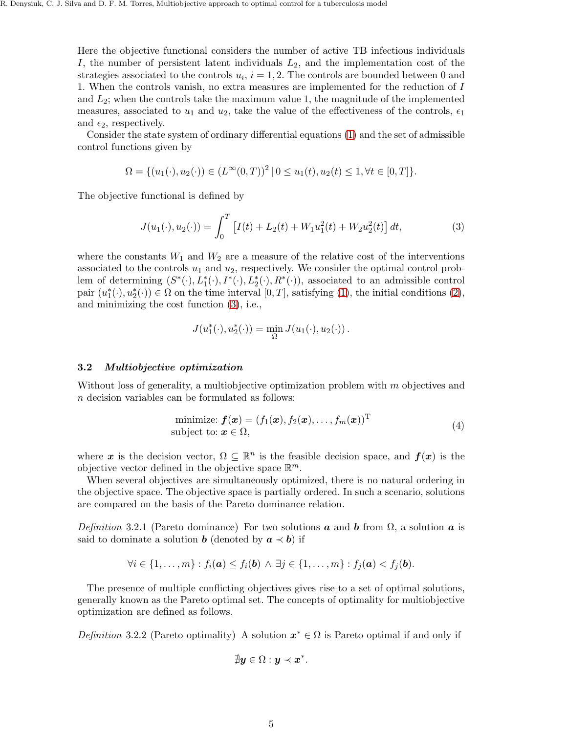Here the objective functional considers the number of active TB infectious individuals $I$, the number of persistent latent individuals $L_2$, and the implementation cost of the strategies associated to the controls $u_i$, $i = 1, 2$. The controls are bounded between 0 and 1. When the controls vanish, no extra measures are implemented for the reduction of $I$ and $L_2$; when the controls take the maximum value 1, the magnitude of the implemented measures, associated to $u_1$ and $u_2$, take the value of the effectiveness of the controls, $\epsilon_1$ and $\epsilon_2$, respectively.

Consider the state system of ordinary differential equations (1) and the set of admissible control functions given by

$$\Omega = \{(u_1(\cdot), u_2(\cdot)) \in (L^\infty(0,T))^2 \,|\, 0 \leq u_1(t), u_2(t) \leq 1, \forall t \in [0,T]\}.$$

The objective functional is defined by

$$J(u_1(\cdot), u_2(\cdot)) = \int_0^T \left[I(t) + L_2(t) + W_1 u_1^2(t) + W_2 u_2^2(t)\right] dt, \tag{3}$$

where the constants $W_1$ and $W_2$ are a measure of the relative cost of the interventions associated to the controls $u_1$ and $u_2$, respectively. We consider the optimal control problem of determining $(S^*(\cdot), L_1^*(\cdot), I^*(\cdot), L_2^*(\cdot), R^*(\cdot))$, associated to an admissible control pair $(u_1^*(\cdot), u_2^*(\cdot)) \in \Omega$ on the time interval $[0,T]$, satisfying (1), the initial conditions (2), and minimizing the cost function (3), i.e.,

$$J(u_1^*(\cdot), u_2^*(\cdot)) = \min_{\Omega} J(u_1(\cdot), u_2(\cdot)).$$

### 3.2 *Multiobjective optimization*

Without loss of generality, a multiobjective optimization problem with $m$ objectives and $n$ decision variables can be formulated as follows:

$$\begin{array}{rl} \text{minimize:} & \boldsymbol{f}(\boldsymbol{x}) = (f_1(\boldsymbol{x}), f_2(\boldsymbol{x}), \ldots, f_m(\boldsymbol{x}))^{\mathrm{T}} \\ \text{subject to:} & \boldsymbol{x} \in \Omega, \end{array} \tag{4}$$

where $\boldsymbol{x}$ is the decision vector, $\Omega \subseteq \mathbb{R}^n$ is the feasible decision space, and $\boldsymbol{f}(\boldsymbol{x})$ is the objective vector defined in the objective space $\mathbb{R}^m$.

When several objectives are simultaneously optimized, there is no natural ordering in the objective space. The objective space is partially ordered. In such a scenario, solutions are compared on the basis of the Pareto dominance relation.

*Definition* 3.2.1 (Pareto dominance) For two solutions $\boldsymbol{a}$ and $\boldsymbol{b}$ from $\Omega$, a solution $\boldsymbol{a}$ is said to dominate a solution $\boldsymbol{b}$ (denoted by $\boldsymbol{a} \prec \boldsymbol{b}$) if

$$\forall i \in \{1, \ldots, m\} : f_i(\boldsymbol{a}) \leq f_i(\boldsymbol{b}) \,\wedge\, \exists j \in \{1, \ldots, m\} : f_j(\boldsymbol{a}) < f_j(\boldsymbol{b}).$$

The presence of multiple conflicting objectives gives rise to a set of optimal solutions, generally known as the Pareto optimal set. The concepts of optimality for multiobjective optimization are defined as follows.

*Definition* 3.2.2 (Pareto optimality) A solution $\boldsymbol{x}^* \in \Omega$ is Pareto optimal if and only if

$$\nexists \boldsymbol{y} \in \Omega : \boldsymbol{y} \prec \boldsymbol{x}^*.$$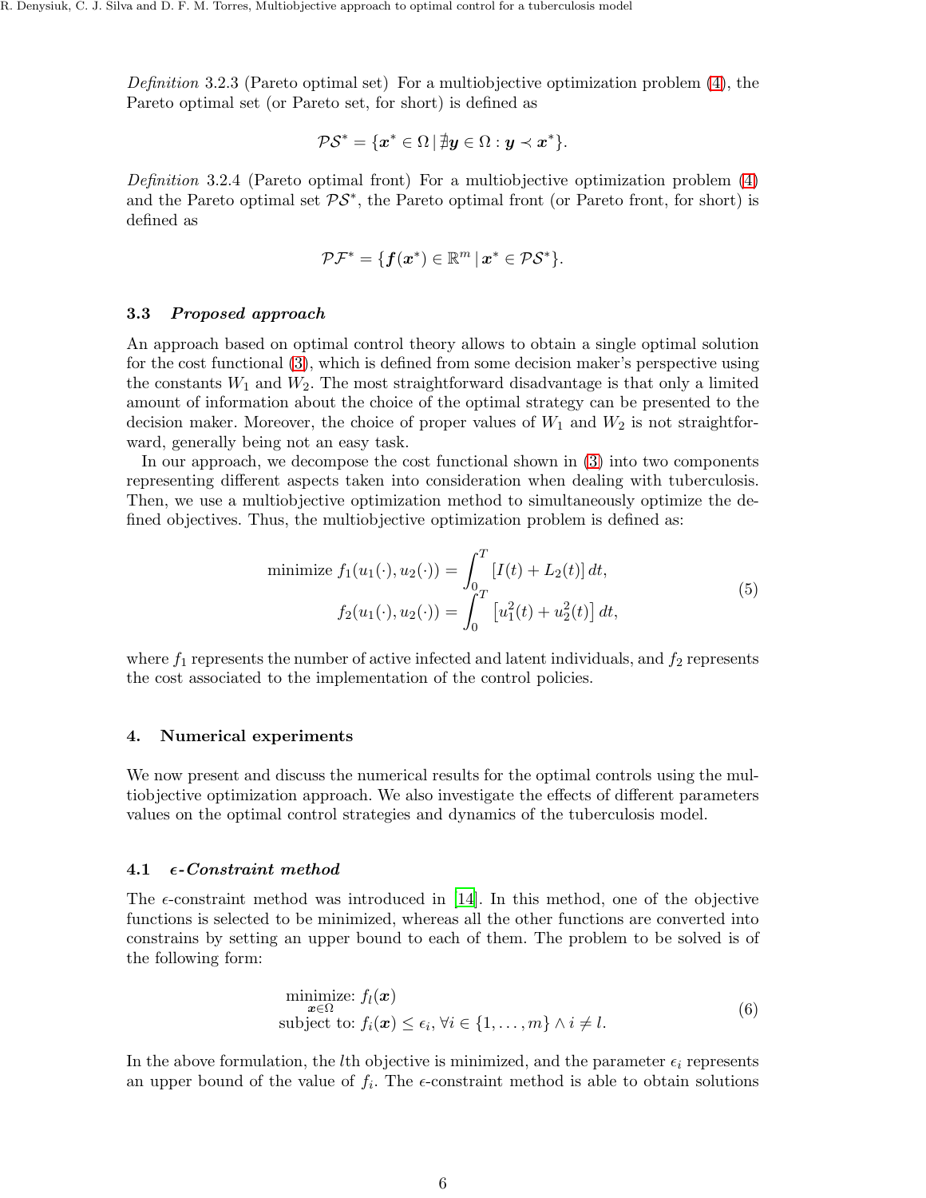*Definition* 3.2.3 (Pareto optimal set) For a multiobjective optimization problem (4), the Pareto optimal set (or Pareto set, for short) is defined as

$$\mathcal{PS}^* = \{\boldsymbol{x}^* \in \Omega \,|\, \nexists \boldsymbol{y} \in \Omega : \boldsymbol{y} \prec \boldsymbol{x}^*\}.$$

*Definition* 3.2.4 (Pareto optimal front) For a multiobjective optimization problem (4) and the Pareto optimal set $\mathcal{PS}^*$, the Pareto optimal front (or Pareto front, for short) is defined as

$$\mathcal{PF}^* = \{\boldsymbol{f}(\boldsymbol{x}^*) \in \mathbb{R}^m \,|\, \boldsymbol{x}^* \in \mathcal{PS}^*\}.$$

### 3.3 *Proposed approach*

An approach based on optimal control theory allows to obtain a single optimal solution for the cost functional (3), which is defined from some decision maker's perspective using the constants $W_1$ and $W_2$. The most straightforward disadvantage is that only a limited amount of information about the choice of the optimal strategy can be presented to the decision maker. Moreover, the choice of proper values of $W_1$ and $W_2$ is not straightforward, generally being not an easy task.

In our approach, we decompose the cost functional shown in (3) into two components representing different aspects taken into consideration when dealing with tuberculosis. Then, we use a multiobjective optimization method to simultaneously optimize the defined objectives. Thus, the multiobjective optimization problem is defined as:

$$\begin{aligned} \text{minimize } f_1(u_1(\cdot), u_2(\cdot)) &= \int_0^T \left[I(t) + L_2(t)\right] dt, \\ f_2(u_1(\cdot), u_2(\cdot)) &= \int_0^T \left[u_1^2(t) + u_2^2(t)\right] dt, \end{aligned} \tag{5}$$

where $f_1$ represents the number of active infected and latent individuals, and $f_2$ represents the cost associated to the implementation of the control policies.

## 4. Numerical experiments

We now present and discuss the numerical results for the optimal controls using the multiobjective optimization approach. We also investigate the effects of different parameters values on the optimal control strategies and dynamics of the tuberculosis model.

### 4.1 *$\epsilon$-Constraint method*

The $\epsilon$-constraint method was introduced in [14]. In this method, one of the objective functions is selected to be minimized, whereas all the other functions are converted into constrains by setting an upper bound to each of them. The problem to be solved is of the following form:

$$\begin{aligned} &\underset{\boldsymbol{x} \in \Omega}{\text{minimize:}}\ f_l(\boldsymbol{x}) \\ &\text{subject to: } f_i(\boldsymbol{x}) \leq \epsilon_i,\ \forall i \in \{1, \ldots, m\} \wedge i \neq l. \end{aligned} \tag{6}$$

In the above formulation, the $l$th objective is minimized, and the parameter $\epsilon_i$ represents an upper bound of the value of $f_i$. The $\epsilon$-constraint method is able to obtain solutions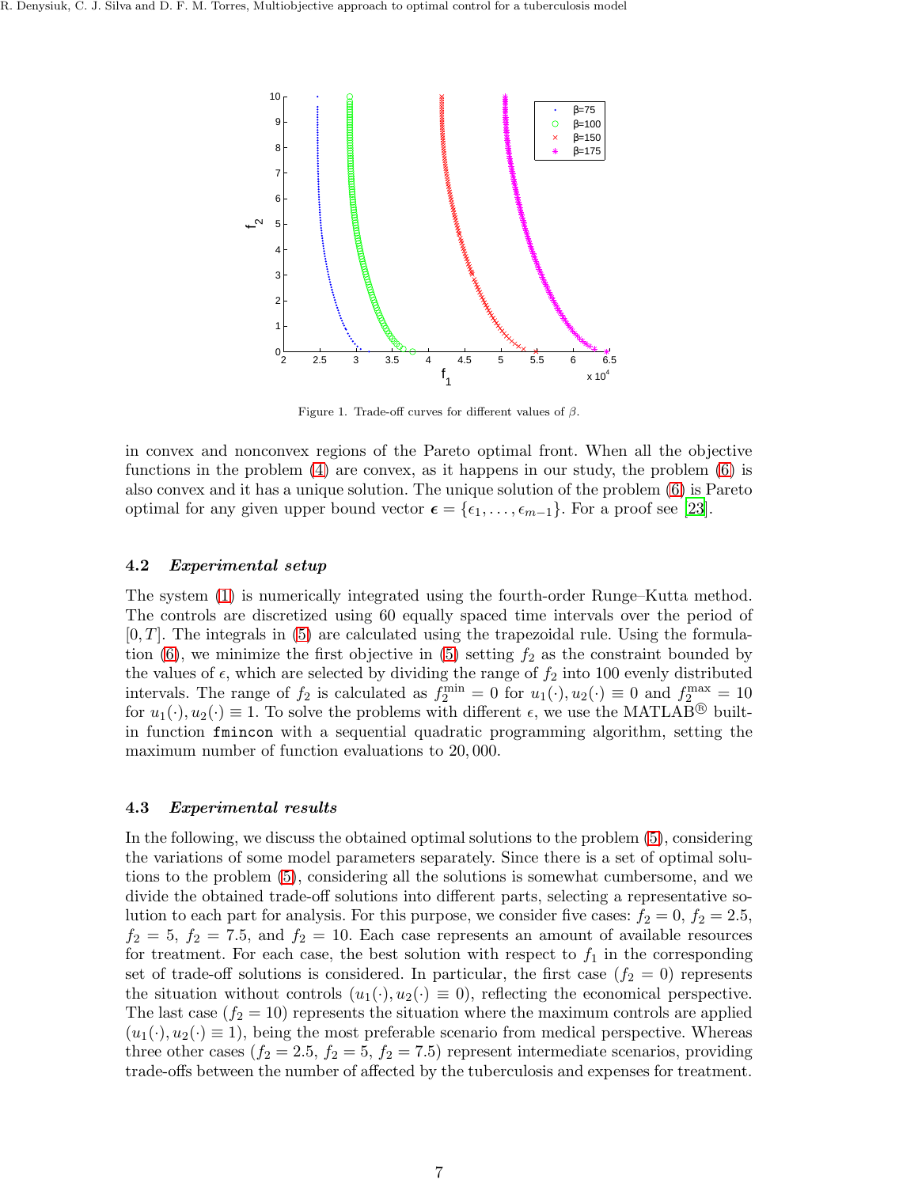Figure 1. Trade-off curves for different values of $\beta$.

in convex and nonconvex regions of the Pareto optimal front. When all the objective functions in the problem (4) are convex, as it happens in our study, the problem (6) is also convex and it has a unique solution. The unique solution of the problem (6) is Pareto optimal for any given upper bound vector $\boldsymbol{\epsilon} = \{\epsilon_1, \ldots, \epsilon_{m-1}\}$. For a proof see [23].

### 4.2 *Experimental setup*

The system (1) is numerically integrated using the fourth-order Runge–Kutta method. The controls are discretized using 60 equally spaced time intervals over the period of $[0, T]$. The integrals in (5) are calculated using the trapezoidal rule. Using the formulation (6), we minimize the first objective in (5) setting $f_2$ as the constraint bounded by the values of $\epsilon$, which are selected by dividing the range of $f_2$ into 100 evenly distributed intervals. The range of $f_2$ is calculated as $f_2^{\min} = 0$ for $u_1(\cdot), u_2(\cdot) \equiv 0$ and $f_2^{\max} = 10$ for $u_1(\cdot), u_2(\cdot) \equiv 1$. To solve the problems with different $\epsilon$, we use the MATLAB® built-in function `fmincon` with a sequential quadratic programming algorithm, setting the maximum number of function evaluations to 20,000.

### 4.3 *Experimental results*

In the following, we discuss the obtained optimal solutions to the problem (5), considering the variations of some model parameters separately. Since there is a set of optimal solutions to the problem (5), considering all the solutions is somewhat cumbersome, and we divide the obtained trade-off solutions into different parts, selecting a representative solution to each part for analysis. For this purpose, we consider five cases: $f_2 = 0$, $f_2 = 2.5$, $f_2 = 5$, $f_2 = 7.5$, and $f_2 = 10$. Each case represents an amount of available resources for treatment. For each case, the best solution with respect to $f_1$ in the corresponding set of trade-off solutions is considered. In particular, the first case ($f_2 = 0$) represents the situation without controls ($u_1(\cdot), u_2(\cdot) \equiv 0$), reflecting the economical perspective. The last case ($f_2 = 10$) represents the situation where the maximum controls are applied ($u_1(\cdot), u_2(\cdot) \equiv 1$), being the most preferable scenario from medical perspective. Whereas three other cases ($f_2 = 2.5$, $f_2 = 5$, $f_2 = 7.5$) represent intermediate scenarios, providing trade-offs between the number of affected by the tuberculosis and expenses for treatment.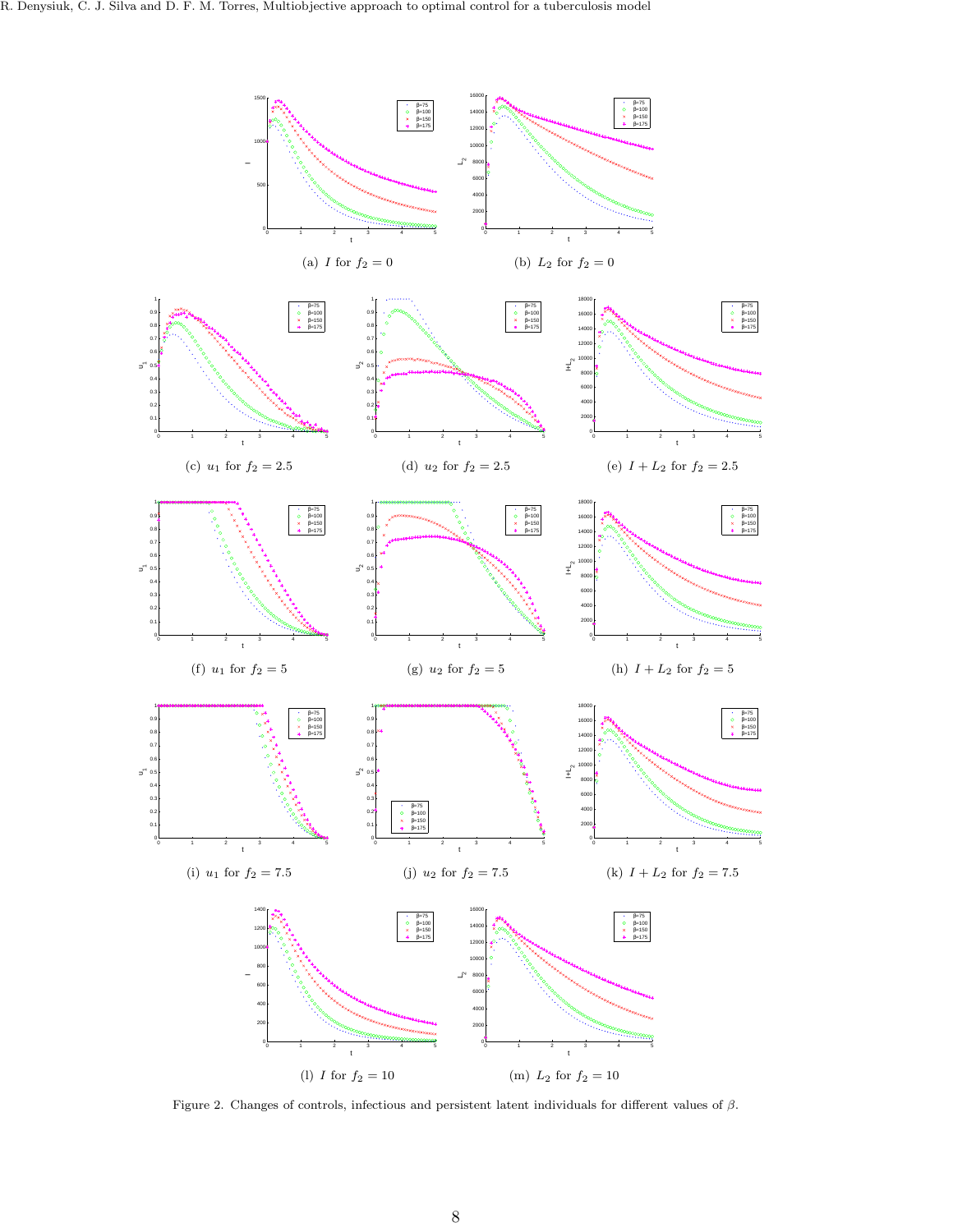(a) $I$ for $f_2 = 0$

(b) $L_2$ for $f_2 = 0$

(c) $u_1$ for $f_2 = 2.5$

(d) $u_2$ for $f_2 = 2.5$

(e) $I + L_2$ for $f_2 = 2.5$

(f) $u_1$ for $f_2 = 5$

(g) $u_2$ for $f_2 = 5$

(h) $I + L_2$ for $f_2 = 5$

(i) $u_1$ for $f_2 = 7.5$

(j) $u_2$ for $f_2 = 7.5$

(k) $I + L_2$ for $f_2 = 7.5$

(l) $I$ for $f_2 = 10$

(m) $L_2$ for $f_2 = 10$

Figure 2. Changes of controls, infectious and persistent latent individuals for different values of $\beta$.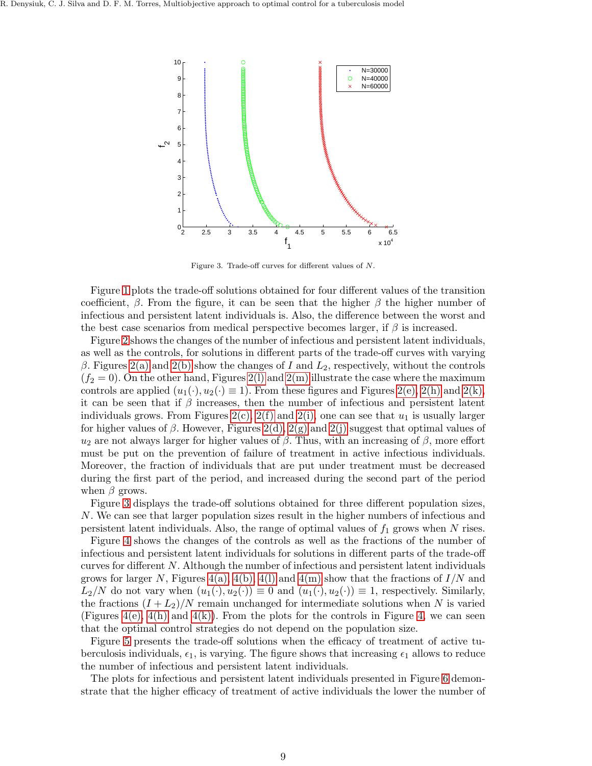Figure 3. Trade-off curves for different values of $N$.

Figure 1 plots the trade-off solutions obtained for four different values of the transition coefficient, $\beta$. From the figure, it can be seen that the higher $\beta$ the higher number of infectious and persistent latent individuals is. Also, the difference between the worst and the best case scenarios from medical perspective becomes larger, if $\beta$ is increased.

Figure 2 shows the changes of the number of infectious and persistent latent individuals, as well as the controls, for solutions in different parts of the trade-off curves with varying $\beta$. Figures 2(a) and 2(b) show the changes of $I$ and $L_2$, respectively, without the controls ($f_2 = 0$). On the other hand, Figures 2(l) and 2(m) illustrate the case where the maximum controls are applied ($u_1(\cdot), u_2(\cdot) \equiv 1$). From these figures and Figures 2(e), 2(h) and 2(k), it can be seen that if $\beta$ increases, then the number of infectious and persistent latent individuals grows. From Figures 2(c), 2(f) and 2(i), one can see that $u_1$ is usually larger for higher values of $\beta$. However, Figures 2(d), 2(g) and 2(j) suggest that optimal values of $u_2$ are not always larger for higher values of $\beta$. Thus, with an increasing of $\beta$, more effort must be put on the prevention of failure of treatment in active infectious individuals. Moreover, the fraction of individuals that are put under treatment must be decreased during the first part of the period, and increased during the second part of the period when $\beta$ grows.

Figure 3 displays the trade-off solutions obtained for three different population sizes, $N$. We can see that larger population sizes result in the higher numbers of infectious and persistent latent individuals. Also, the range of optimal values of $f_1$ grows when $N$ rises.

Figure 4 shows the changes of the controls as well as the fractions of the number of infectious and persistent latent individuals for solutions in different parts of the trade-off curves for different $N$. Although the number of infectious and persistent latent individuals grows for larger $N$, Figures 4(a), 4(b), 4(l) and 4(m) show that the fractions of $I/N$ and $L_2/N$ do not vary when $(u_1(\cdot), u_2(\cdot)) \equiv 0$ and $(u_1(\cdot), u_2(\cdot)) \equiv 1$, respectively. Similarly, the fractions $(I + L_2)/N$ remain unchanged for intermediate solutions when $N$ is varied (Figures 4(e), 4(h) and 4(k)). From the plots for the controls in Figure 4, we can seen that the optimal control strategies do not depend on the population size.

Figure 5 presents the trade-off solutions when the efficacy of treatment of active tuberculosis individuals, $\epsilon_1$, is varying. The figure shows that increasing $\epsilon_1$ allows to reduce the number of infectious and persistent latent individuals.

The plots for infectious and persistent latent individuals presented in Figure 6 demonstrate that the higher efficacy of treatment of active individuals the lower the number of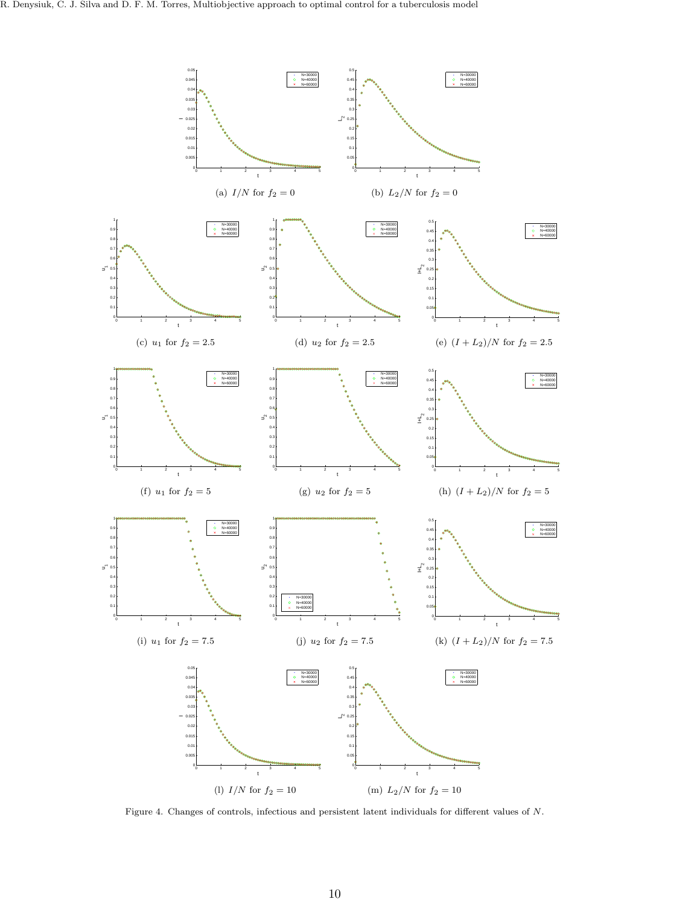(a) $I/N$ for $f_2 = 0$

(b) $L_2/N$ for $f_2 = 0$

(c) $u_1$ for $f_2 = 2.5$

(d) $u_2$ for $f_2 = 2.5$

(e) $(I + L_2)/N$ for $f_2 = 2.5$

(f) $u_1$ for $f_2 = 5$

(g) $u_2$ for $f_2 = 5$

(h) $(I + L_2)/N$ for $f_2 = 5$

(i) $u_1$ for $f_2 = 7.5$

(j) $u_2$ for $f_2 = 7.5$

(k) $(I + L_2)/N$ for $f_2 = 7.5$

(l) $I/N$ for $f_2 = 10$

(m) $L_2/N$ for $f_2 = 10$

Figure 4. Changes of controls, infectious and persistent latent individuals for different values of $N$.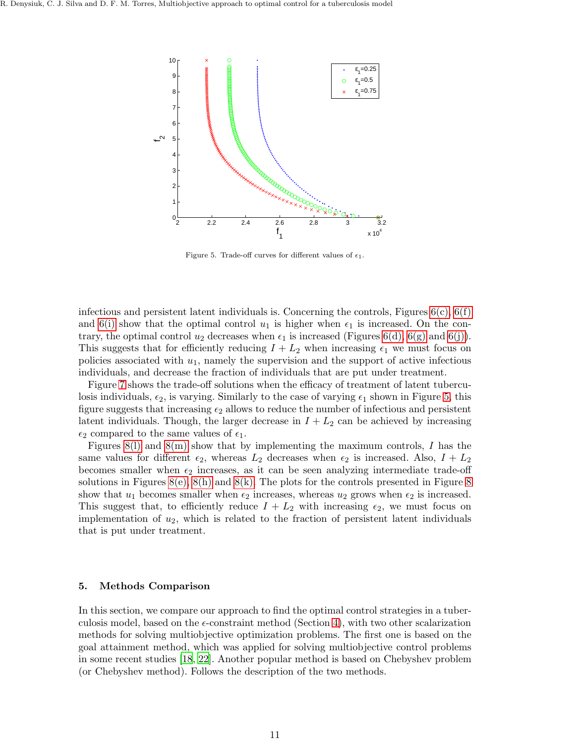Figure 5. Trade-off curves for different values of $\epsilon_1$.

infectious and persistent latent individuals is. Concerning the controls, Figures 6(c), 6(f) and 6(i) show that the optimal control $u_1$ is higher when $\epsilon_1$ is increased. On the contrary, the optimal control $u_2$ decreases when $\epsilon_1$ is increased (Figures 6(d), 6(g) and 6(j)). This suggests that for efficiently reducing $I + L_2$ when increasing $\epsilon_1$ we must focus on policies associated with $u_1$, namely the supervision and the support of active infectious individuals, and decrease the fraction of individuals that are put under treatment.

Figure 7 shows the trade-off solutions when the efficacy of treatment of latent tuberculosis individuals, $\epsilon_2$, is varying. Similarly to the case of varying $\epsilon_1$ shown in Figure 5, this figure suggests that increasing $\epsilon_2$ allows to reduce the number of infectious and persistent latent individuals. Though, the larger decrease in $I + L_2$ can be achieved by increasing $\epsilon_2$ compared to the same values of $\epsilon_1$.

Figures 8(l) and 8(m) show that by implementing the maximum controls, $I$ has the same values for different $\epsilon_2$, whereas $L_2$ decreases when $\epsilon_2$ is increased. Also, $I + L_2$ becomes smaller when $\epsilon_2$ increases, as it can be seen analyzing intermediate trade-off solutions in Figures 8(e), 8(h) and 8(k). The plots for the controls presented in Figure 8 show that $u_1$ becomes smaller when $\epsilon_2$ increases, whereas $u_2$ grows when $\epsilon_2$ is increased. This suggest that, to efficiently reduce $I + L_2$ with increasing $\epsilon_2$, we must focus on implementation of $u_2$, which is related to the fraction of persistent latent individuals that is put under treatment.

## 5. Methods Comparison

In this section, we compare our approach to find the optimal control strategies in a tuberculosis model, based on the $\epsilon$-constraint method (Section 4), with two other scalarization methods for solving multiobjective optimization problems. The first one is based on the goal attainment method, which was applied for solving multiobjective control problems in some recent studies [18, 22]. Another popular method is based on Chebyshev problem (or Chebyshev method). Follows the description of the two methods.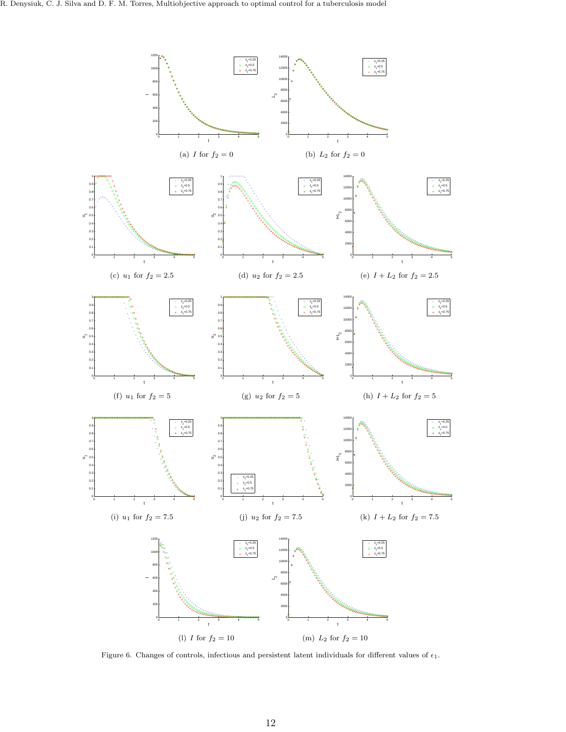(a) $I$ for $f_2 = 0$

(b) $L_2$ for $f_2 = 0$

(c) $u_1$ for $f_2 = 2.5$

(d) $u_2$ for $f_2 = 2.5$

(e) $I + L_2$ for $f_2 = 2.5$

(f) $u_1$ for $f_2 = 5$

(g) $u_2$ for $f_2 = 5$

(h) $I + L_2$ for $f_2 = 5$

(i) $u_1$ for $f_2 = 7.5$

(j) $u_2$ for $f_2 = 7.5$

(k) $I + L_2$ for $f_2 = 7.5$

(l) $I$ for $f_2 = 10$

(m) $L_2$ for $f_2 = 10$

Figure 6. Changes of controls, infectious and persistent latent individuals for different values of $\epsilon_1$.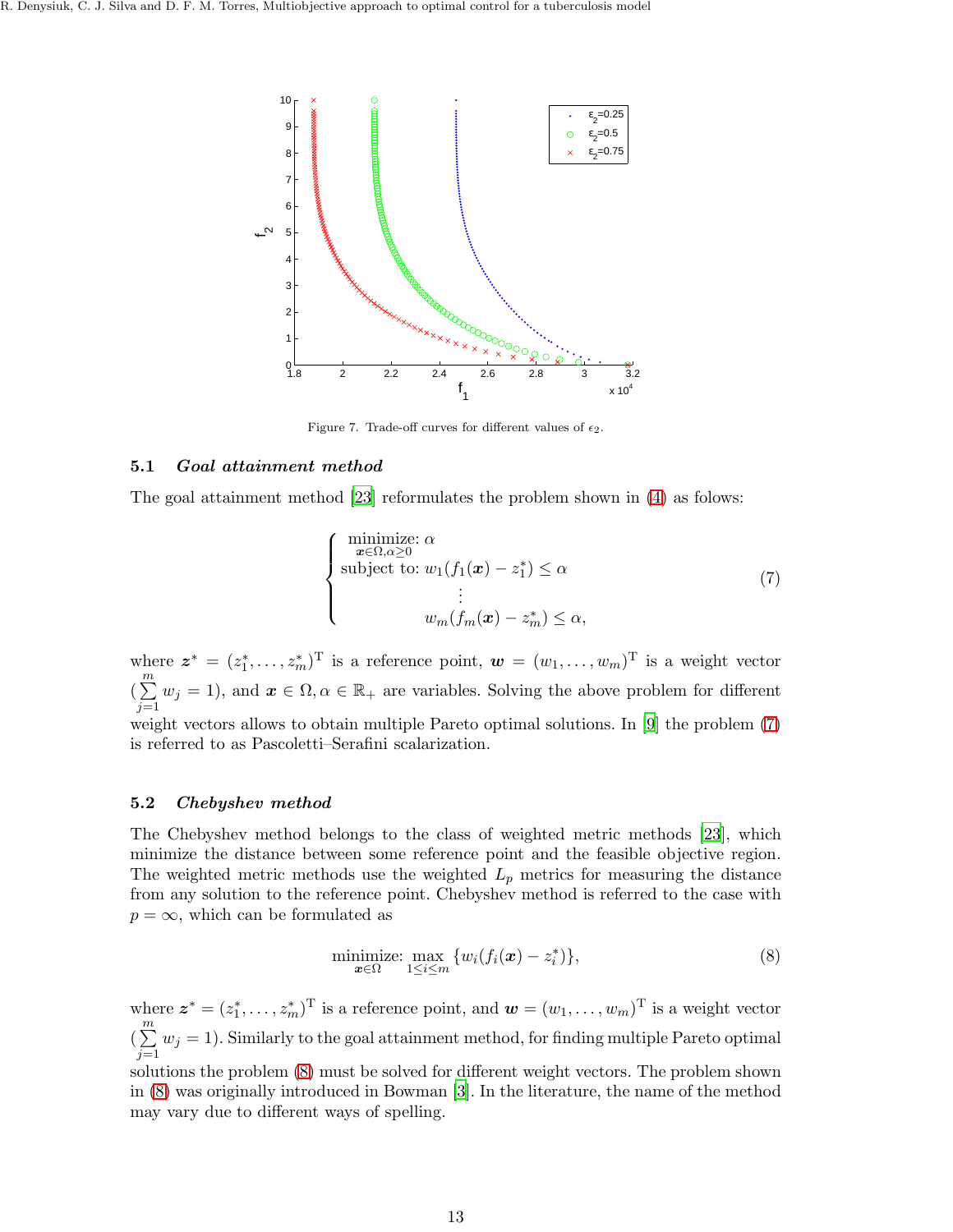Figure 7. Trade-off curves for different values of $\epsilon_2$.

### 5.1 *Goal attainment method*

The goal attainment method [23] reformulates the problem shown in (4) as folows:

$$
\begin{cases}
\underset{\boldsymbol{x}\in\Omega,\alpha\geq 0}{\text{minimize:}}\ \alpha \\
\text{subject to: } w_1(f_1(\boldsymbol{x}) - z_1^*) \leq \alpha \\
\qquad \vdots \\
\qquad w_m(f_m(\boldsymbol{x}) - z_m^*) \leq \alpha,
\end{cases}
\tag{7}
$$

where $\boldsymbol{z}^* = (z_1^*, \ldots, z_m^*)^{\mathrm{T}}$ is a reference point, $\boldsymbol{w} = (w_1, \ldots, w_m)^{\mathrm{T}}$ is a weight vector ($\sum_{j=1}^{m} w_j = 1$), and $\boldsymbol{x} \in \Omega, \alpha \in \mathbb{R}_+$ are variables. Solving the above problem for different weight vectors allows to obtain multiple Pareto optimal solutions. In [9] the problem (7) is referred to as Pascoletti–Serafini scalarization.

### 5.2 *Chebyshev method*

The Chebyshev method belongs to the class of weighted metric methods [23], which minimize the distance between some reference point and the feasible objective region. The weighted metric methods use the weighted $L_p$ metrics for measuring the distance from any solution to the reference point. Chebyshev method is referred to the case with $p = \infty$, which can be formulated as

$$
\underset{\boldsymbol{x}\in\Omega}{\text{minimize:}}\ \max_{1\leq i\leq m} \{w_i(f_i(\boldsymbol{x}) - z_i^*)\},
\tag{8}
$$

where $\boldsymbol{z}^* = (z_1^*, \ldots, z_m^*)^{\mathrm{T}}$ is a reference point, and $\boldsymbol{w} = (w_1, \ldots, w_m)^{\mathrm{T}}$ is a weight vector ($\sum_{j=1}^{m} w_j = 1$). Similarly to the goal attainment method, for finding multiple Pareto optimal solutions the problem (8) must be solved for different weight vectors. The problem shown in (8) was originally introduced in Bowman [3]. In the literature, the name of the method may vary due to different ways of spelling.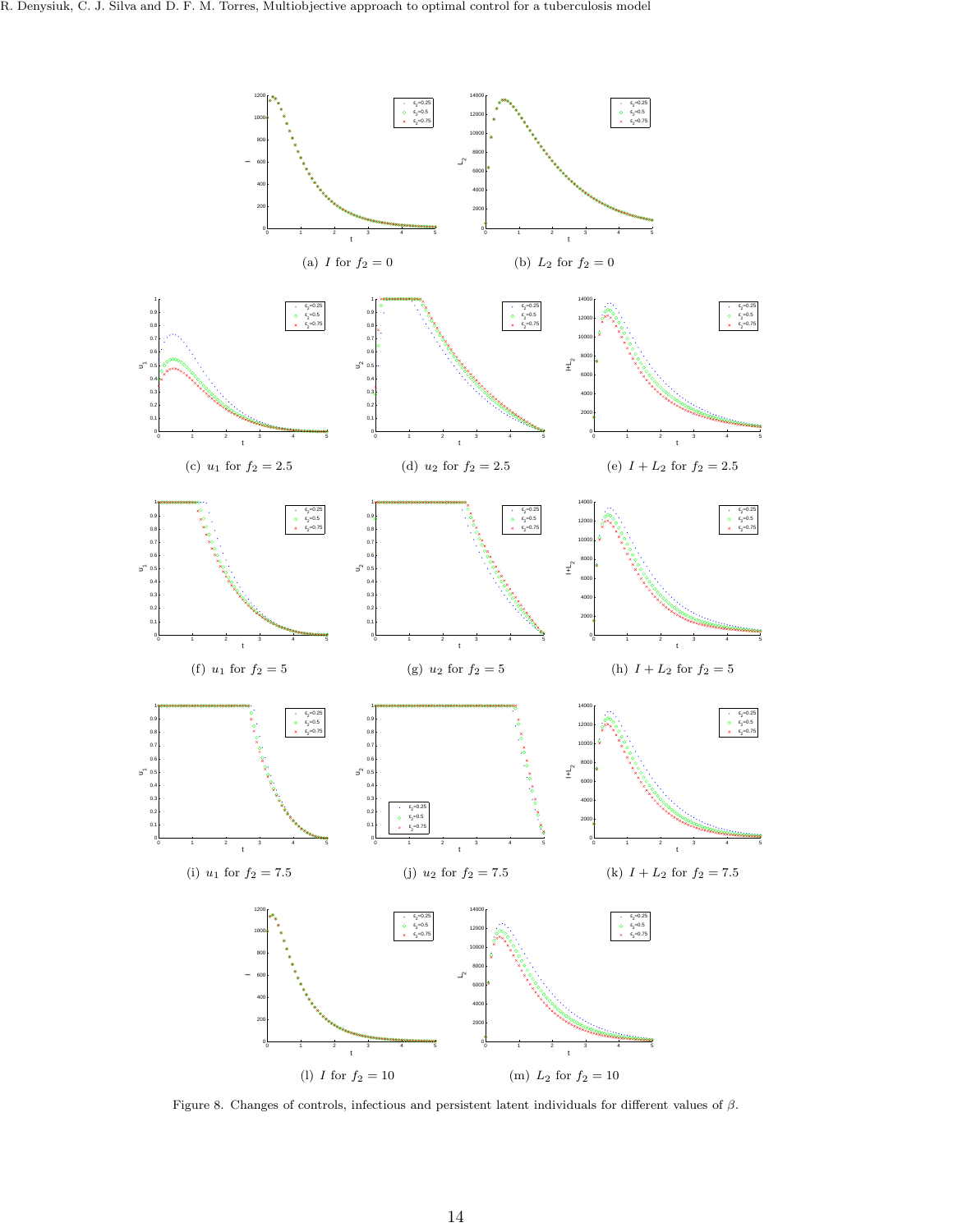(a) $I$ for $f_2 = 0$

(b) $L_2$ for $f_2 = 0$

(c) $u_1$ for $f_2 = 2.5$

(d) $u_2$ for $f_2 = 2.5$

(e) $I + L_2$ for $f_2 = 2.5$

(f) $u_1$ for $f_2 = 5$

(g) $u_2$ for $f_2 = 5$

(h) $I + L_2$ for $f_2 = 5$

(i) $u_1$ for $f_2 = 7.5$

(j) $u_2$ for $f_2 = 7.5$

(k) $I + L_2$ for $f_2 = 7.5$

(l) $I$ for $f_2 = 10$

(m) $L_2$ for $f_2 = 10$

Figure 8. Changes of controls, infectious and persistent latent individuals for different values of $\beta$.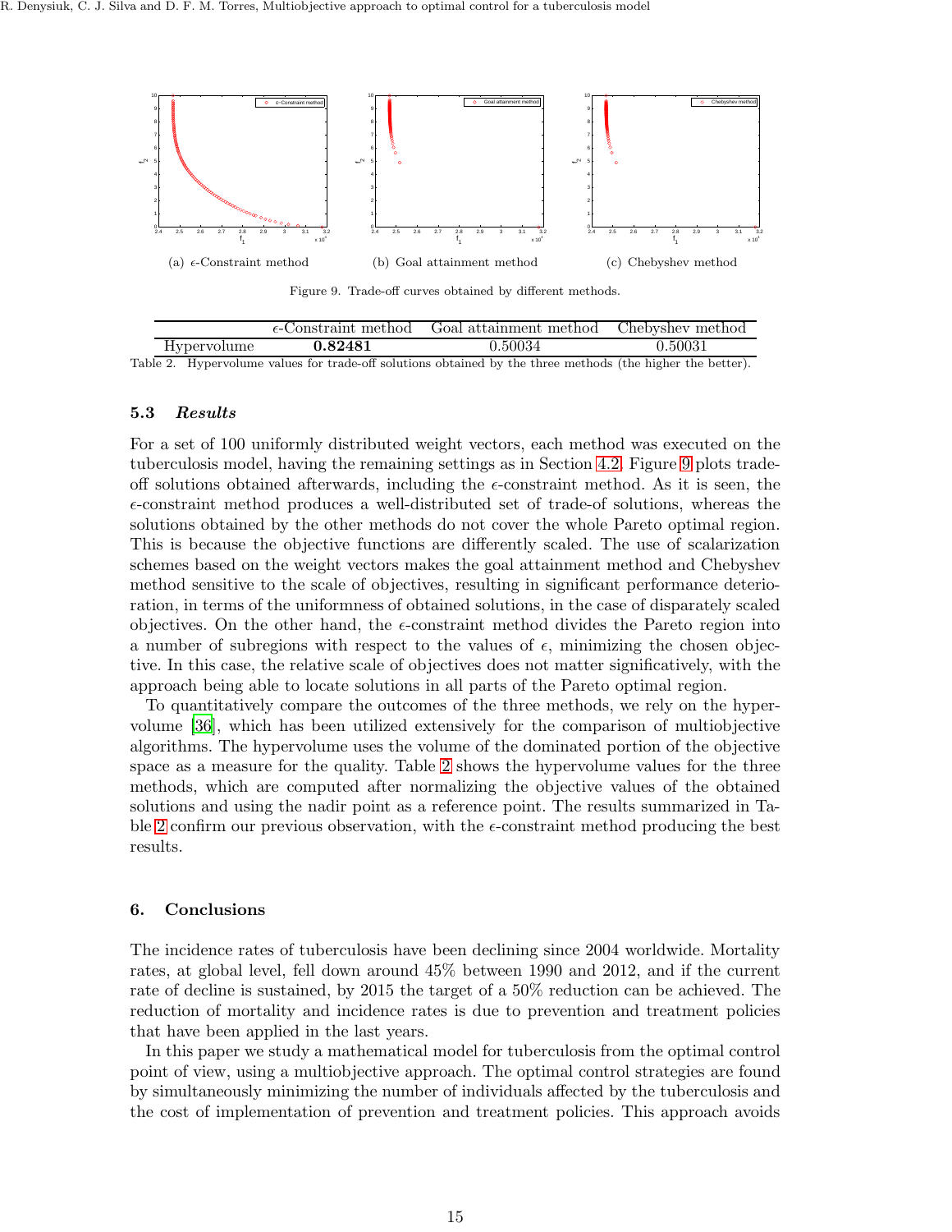(a) $\epsilon$-Constraint method

(b) Goal attainment method

(c) Chebyshev method

Figure 9. Trade-off curves obtained by different methods.

| | $\epsilon$-Constraint method | Goal attainment method | Chebyshev method |
|---|---|---|---|
| Hypervolume | **0.82481** | 0.50034 | 0.50031 |

Table 2. Hypervolume values for trade-off solutions obtained by the three methods (the higher the better).

### 5.3 *Results*

For a set of 100 uniformly distributed weight vectors, each method was executed on the tuberculosis model, having the remaining settings as in Section 4.2. Figure 9 plots trade-off solutions obtained afterwards, including the $\epsilon$-constraint method. As it is seen, the $\epsilon$-constraint method produces a well-distributed set of trade-of solutions, whereas the solutions obtained by the other methods do not cover the whole Pareto optimal region. This is because the objective functions are differently scaled. The use of scalarization schemes based on the weight vectors makes the goal attainment method and Chebyshev method sensitive to the scale of objectives, resulting in significant performance deterioration, in terms of the uniformness of obtained solutions, in the case of disparately scaled objectives. On the other hand, the $\epsilon$-constraint method divides the Pareto region into a number of subregions with respect to the values of $\epsilon$, minimizing the chosen objective. In this case, the relative scale of objectives does not matter significatively, with the approach being able to locate solutions in all parts of the Pareto optimal region.

To quantitatively compare the outcomes of the three methods, we rely on the hypervolume [36], which has been utilized extensively for the comparison of multiobjective algorithms. The hypervolume uses the volume of the dominated portion of the objective space as a measure for the quality. Table 2 shows the hypervolume values for the three methods, which are computed after normalizing the objective values of the obtained solutions and using the nadir point as a reference point. The results summarized in Table 2 confirm our previous observation, with the $\epsilon$-constraint method producing the best results.

## 6. Conclusions

The incidence rates of tuberculosis have been declining since 2004 worldwide. Mortality rates, at global level, fell down around 45% between 1990 and 2012, and if the current rate of decline is sustained, by 2015 the target of a 50% reduction can be achieved. The reduction of mortality and incidence rates is due to prevention and treatment policies that have been applied in the last years.

In this paper we study a mathematical model for tuberculosis from the optimal control point of view, using a multiobjective approach. The optimal control strategies are found by simultaneously minimizing the number of individuals affected by the tuberculosis and the cost of implementation of prevention and treatment policies. This approach avoids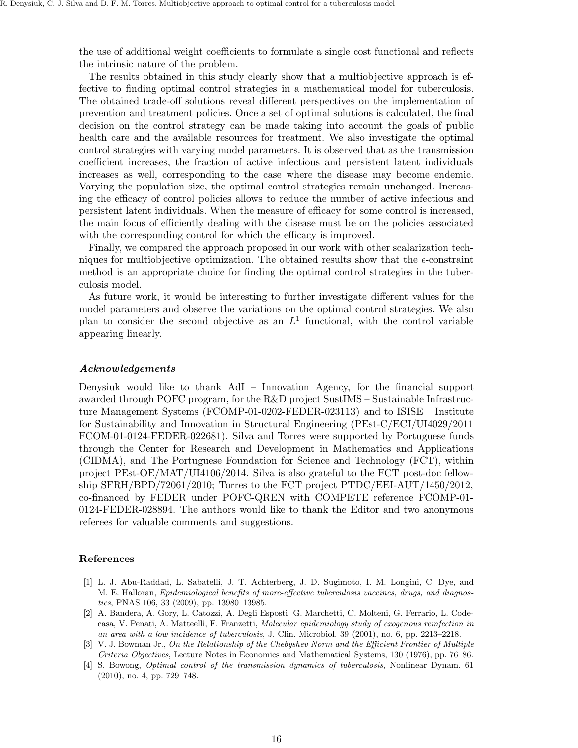the use of additional weight coefficients to formulate a single cost functional and reflects the intrinsic nature of the problem.

The results obtained in this study clearly show that a multiobjective approach is effective to finding optimal control strategies in a mathematical model for tuberculosis. The obtained trade-off solutions reveal different perspectives on the implementation of prevention and treatment policies. Once a set of optimal solutions is calculated, the final decision on the control strategy can be made taking into account the goals of public health care and the available resources for treatment. We also investigate the optimal control strategies with varying model parameters. It is observed that as the transmission coefficient increases, the fraction of active infectious and persistent latent individuals increases as well, corresponding to the case where the disease may become endemic. Varying the population size, the optimal control strategies remain unchanged. Increasing the efficacy of control policies allows to reduce the number of active infectious and persistent latent individuals. When the measure of efficacy for some control is increased, the main focus of efficiently dealing with the disease must be on the policies associated with the corresponding control for which the efficacy is improved.

Finally, we compared the approach proposed in our work with other scalarization techniques for multiobjective optimization. The obtained results show that the $\epsilon$-constraint method is an appropriate choice for finding the optimal control strategies in the tuberculosis model.

As future work, it would be interesting to further investigate different values for the model parameters and observe the variations on the optimal control strategies. We also plan to consider the second objective as an $L^1$ functional, with the control variable appearing linearly.

### *Acknowledgements*

Denysiuk would like to thank AdI – Innovation Agency, for the financial support awarded through POFC program, for the R&D project SustIMS – Sustainable Infrastructure Management Systems (FCOMP-01-0202-FEDER-023113) and to ISISE – Institute for Sustainability and Innovation in Structural Engineering (PEst-C/ECI/UI4029/2011 FCOM-01-0124-FEDER-022681). Silva and Torres were supported by Portuguese funds through the Center for Research and Development in Mathematics and Applications (CIDMA), and The Portuguese Foundation for Science and Technology (FCT), within project PEst-OE/MAT/UI4106/2014. Silva is also grateful to the FCT post-doc fellowship SFRH/BPD/72061/2010; Torres to the FCT project PTDC/EEI-AUT/1450/2012, co-financed by FEDER under POFC-QREN with COMPETE reference FCOMP-01-0124-FEDER-028894. The authors would like to thank the Editor and two anonymous referees for valuable comments and suggestions.

## References

[1] L. J. Abu-Raddad, L. Sabatelli, J. T. Achterberg, J. D. Sugimoto, I. M. Longini, C. Dye, and M. E. Halloran, *Epidemiological benefits of more-effective tuberculosis vaccines, drugs, and diagnostics*, PNAS 106, 33 (2009), pp. 13980–13985.

[2] A. Bandera, A. Gory, L. Catozzi, A. Degli Esposti, G. Marchetti, C. Molteni, G. Ferrario, L. Codecasa, V. Penati, A. Matteelli, F. Franzetti, *Molecular epidemiology study of exogenous reinfection in an area with a low incidence of tuberculosis*, J. Clin. Microbiol. 39 (2001), no. 6, pp. 2213–2218.

[3] V. J. Bowman Jr., *On the Relationship of the Chebyshev Norm and the Efficient Frontier of Multiple Criteria Objectives*, Lecture Notes in Economics and Mathematical Systems, 130 (1976), pp. 76–86.

[4] S. Bowong, *Optimal control of the transmission dynamics of tuberculosis*, Nonlinear Dynam. 61 (2010), no. 4, pp. 729–748.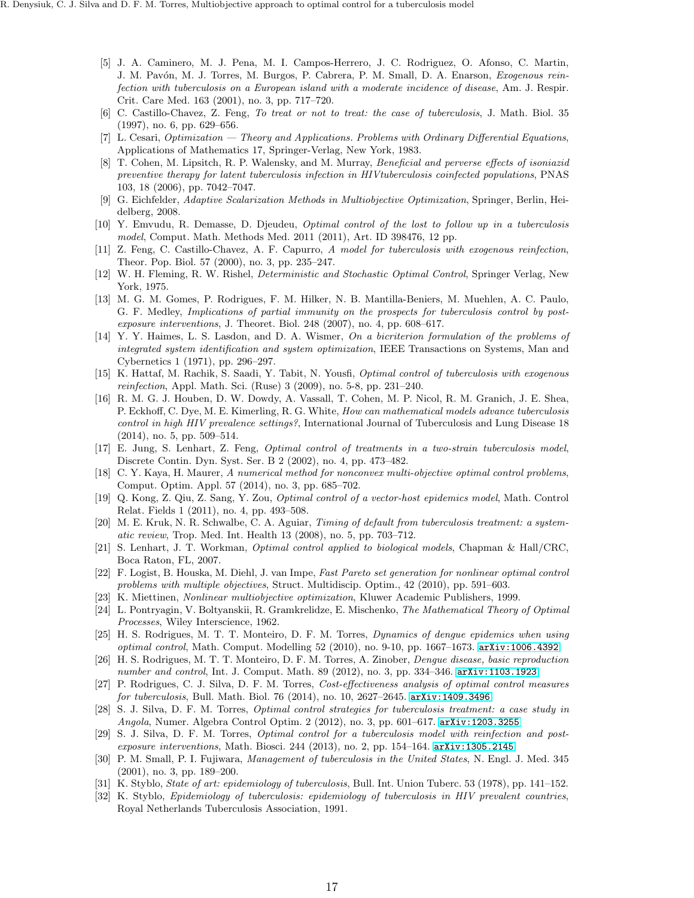[5] J. A. Caminero, M. J. Pena, M. I. Campos-Herrero, J. C. Rodriguez, O. Afonso, C. Martin, J. M. Pavón, M. J. Torres, M. Burgos, P. Cabrera, P. M. Small, D. A. Enarson, *Exogenous reinfection with tuberculosis on a European island with a moderate incidence of disease*, Am. J. Respir. Crit. Care Med. 163 (2001), no. 3, pp. 717–720.

[6] C. Castillo-Chavez, Z. Feng, *To treat or not to treat: the case of tuberculosis*, J. Math. Biol. 35 (1997), no. 6, pp. 629–656.

[7] L. Cesari, *Optimization — Theory and Applications. Problems with Ordinary Differential Equations*, Applications of Mathematics 17, Springer-Verlag, New York, 1983.

[8] T. Cohen, M. Lipsitch, R. P. Walensky, and M. Murray, *Beneficial and perverse effects of isoniazid preventive therapy for latent tuberculosis infection in HIVtuberculosis coinfected populations*, PNAS 103, 18 (2006), pp. 7042–7047.

[9] G. Eichfelder, *Adaptive Scalarization Methods in Multiobjective Optimization*, Springer, Berlin, Heidelberg, 2008.

[10] Y. Emvudu, R. Demasse, D. Djeudeu, *Optimal control of the lost to follow up in a tuberculosis model*, Comput. Math. Methods Med. 2011 (2011), Art. ID 398476, 12 pp.

[11] Z. Feng, C. Castillo-Chavez, A. F. Capurro, *A model for tuberculosis with exogenous reinfection*, Theor. Pop. Biol. 57 (2000), no. 3, pp. 235–247.

[12] W. H. Fleming, R. W. Rishel, *Deterministic and Stochastic Optimal Control*, Springer Verlag, New York, 1975.

[13] M. G. M. Gomes, P. Rodrigues, F. M. Hilker, N. B. Mantilla-Beniers, M. Muehlen, A. C. Paulo, G. F. Medley, *Implications of partial immunity on the prospects for tuberculosis control by post-exposure interventions*, J. Theoret. Biol. 248 (2007), no. 4, pp. 608–617.

[14] Y. Y. Haimes, L. S. Lasdon, and D. A. Wismer, *On a bicriterion formulation of the problems of integrated system identification and system optimization*, IEEE Transactions on Systems, Man and Cybernetics 1 (1971), pp. 296–297.

[15] K. Hattaf, M. Rachik, S. Saadi, Y. Tabit, N. Yousfi, *Optimal control of tuberculosis with exogenous reinfection*, Appl. Math. Sci. (Ruse) 3 (2009), no. 5-8, pp. 231–240.

[16] R. M. G. J. Houben, D. W. Dowdy, A. Vassall, T. Cohen, M. P. Nicol, R. M. Granich, J. E. Shea, P. Eckhoff, C. Dye, M. E. Kimerling, R. G. White, *How can mathematical models advance tuberculosis control in high HIV prevalence settings?*, International Journal of Tuberculosis and Lung Disease 18 (2014), no. 5, pp. 509–514.

[17] E. Jung, S. Lenhart, Z. Feng, *Optimal control of treatments in a two-strain tuberculosis model*, Discrete Contin. Dyn. Syst. Ser. B 2 (2002), no. 4, pp. 473–482.

[18] C. Y. Kaya, H. Maurer, *A numerical method for nonconvex multi-objective optimal control problems*, Comput. Optim. Appl. 57 (2014), no. 3, pp. 685–702.

[19] Q. Kong, Z. Qiu, Z. Sang, Y. Zou, *Optimal control of a vector-host epidemics model*, Math. Control Relat. Fields 1 (2011), no. 4, pp. 493–508.

[20] M. E. Kruk, N. R. Schwalbe, C. A. Aguiar, *Timing of default from tuberculosis treatment: a systematic review*, Trop. Med. Int. Health 13 (2008), no. 5, pp. 703–712.

[21] S. Lenhart, J. T. Workman, *Optimal control applied to biological models*, Chapman & Hall/CRC, Boca Raton, FL, 2007.

[22] F. Logist, B. Houska, M. Diehl, J. van Impe, *Fast Pareto set generation for nonlinear optimal control problems with multiple objectives*, Struct. Multidiscip. Optim., 42 (2010), pp. 591–603.

[23] K. Miettinen, *Nonlinear multiobjective optimization*, Kluwer Academic Publishers, 1999.

[24] L. Pontryagin, V. Boltyanskii, R. Gramkrelidze, E. Mischenko, *The Mathematical Theory of Optimal Processes*, Wiley Interscience, 1962.

[25] H. S. Rodrigues, M. T. T. Monteiro, D. F. M. Torres, *Dynamics of dengue epidemics when using optimal control*, Math. Comput. Modelling 52 (2010), no. 9-10, pp. 1667–1673. arXiv:1006.4392

[26] H. S. Rodrigues, M. T. T. Monteiro, D. F. M. Torres, A. Zinober, *Dengue disease, basic reproduction number and control*, Int. J. Comput. Math. 89 (2012), no. 3, pp. 334–346. arXiv:1103.1923

[27] P. Rodrigues, C. J. Silva, D. F. M. Torres, *Cost-effectiveness analysis of optimal control measures for tuberculosis*, Bull. Math. Biol. 76 (2014), no. 10, 2627–2645. arXiv:1409.3496

[28] S. J. Silva, D. F. M. Torres, *Optimal control strategies for tuberculosis treatment: a case study in Angola*, Numer. Algebra Control Optim. 2 (2012), no. 3, pp. 601–617. arXiv:1203.3255

[29] S. J. Silva, D. F. M. Torres, *Optimal control for a tuberculosis model with reinfection and post-exposure interventions*, Math. Biosci. 244 (2013), no. 2, pp. 154–164. arXiv:1305.2145

[30] P. M. Small, P. I. Fujiwara, *Management of tuberculosis in the United States*, N. Engl. J. Med. 345 (2001), no. 3, pp. 189–200.

[31] K. Styblo, *State of art: epidemiology of tuberculosis*, Bull. Int. Union Tuberc. 53 (1978), pp. 141–152.

[32] K. Styblo, *Epidemiology of tuberculosis: epidemiology of tuberculosis in HIV prevalent countries*, Royal Netherlands Tuberculosis Association, 1991.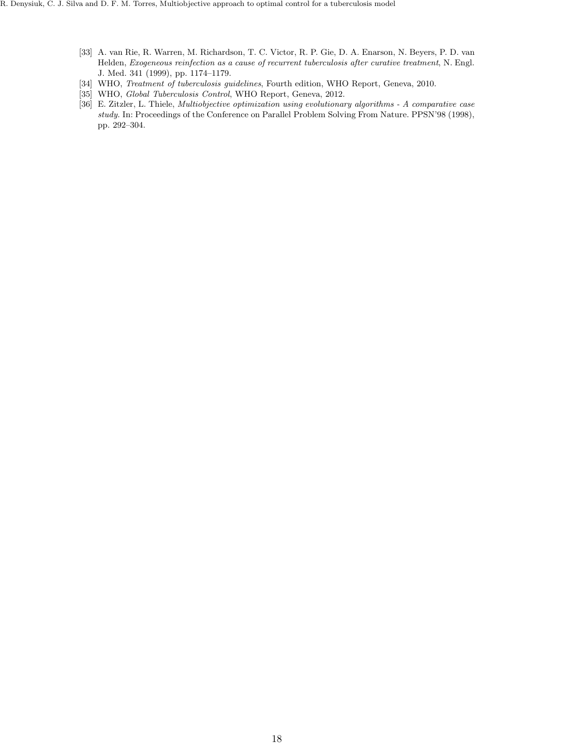[33] A. van Rie, R. Warren, M. Richardson, T. C. Victor, R. P. Gie, D. A. Enarson, N. Beyers, P. D. van Helden, *Exogeneous reinfection as a cause of recurrent tuberculosis after curative treatment*, N. Engl. J. Med. 341 (1999), pp. 1174–1179.

[34] WHO, *Treatment of tuberculosis guidelines*, Fourth edition, WHO Report, Geneva, 2010.

[35] WHO, *Global Tuberculosis Control*, WHO Report, Geneva, 2012.

[36] E. Zitzler, L. Thiele, *Multiobjective optimization using evolutionary algorithms - A comparative case study*. In: Proceedings of the Conference on Parallel Problem Solving From Nature. PPSN'98 (1998), pp. 292–304.